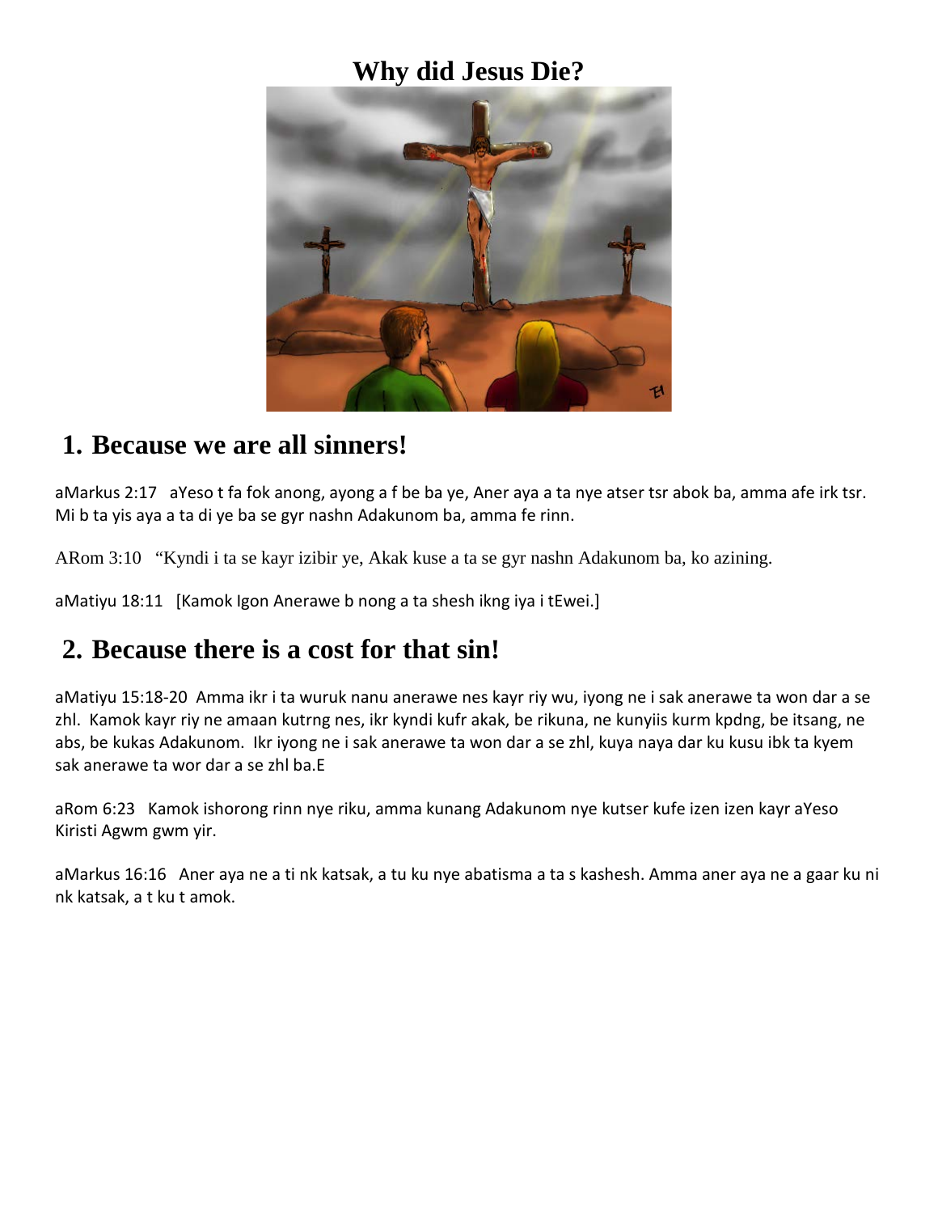# Why did Jesus Die?

## 1. Because we are all sinners!

aMarkus 2:17   aYeso t fa fok anong, ayong a f be ba ye, Aner aya a ta nye atser tsr abok ba, amma afe irk tsr. Mi b ta yis aya a ta di ye ba se gyr nashn Adakunom ba, amma fe rinn.

ARom 3:10   "Kyndi i ta se kayr izibir ye, Akak kuse a ta se gyr nashn Adakunom ba, ko azining.

aMatiyu 18:11   [Kamok Igon Anerawe b nong a ta shesh ikng iya i tEwei.]

## 2. Because there is a cost for that sin!

aMatiyu 15:18-20  Amma ikr i ta wuruk nanu anerawe nes kayr riy wu, iyong ne i sak anerawe ta won dar a se zhl.  Kamok kayr riy ne amaan kutrng nes, ikr kyndi kufr akak, be rikuna, ne kunyiis kurm kpdng, be itsang, ne abs, be kukas Adakunom.  Ikr iyong ne i sak anerawe ta won dar a se zhl, kuya naya dar ku kusu ibk ta kyem sak anerawe ta wor dar a se zhl ba.E

aRom 6:23   Kamok ishorong rinn nye riku, amma kunang Adakunom nye kutser kufe izen izen kayr aYeso Kiristi Agwm gwm yir.

aMarkus 16:16   Aner aya ne a ti nk katsak, a tu ku nye abatisma a ta s kashesh. Amma aner aya ne a gaar ku ni nk katsak, a t ku t amok.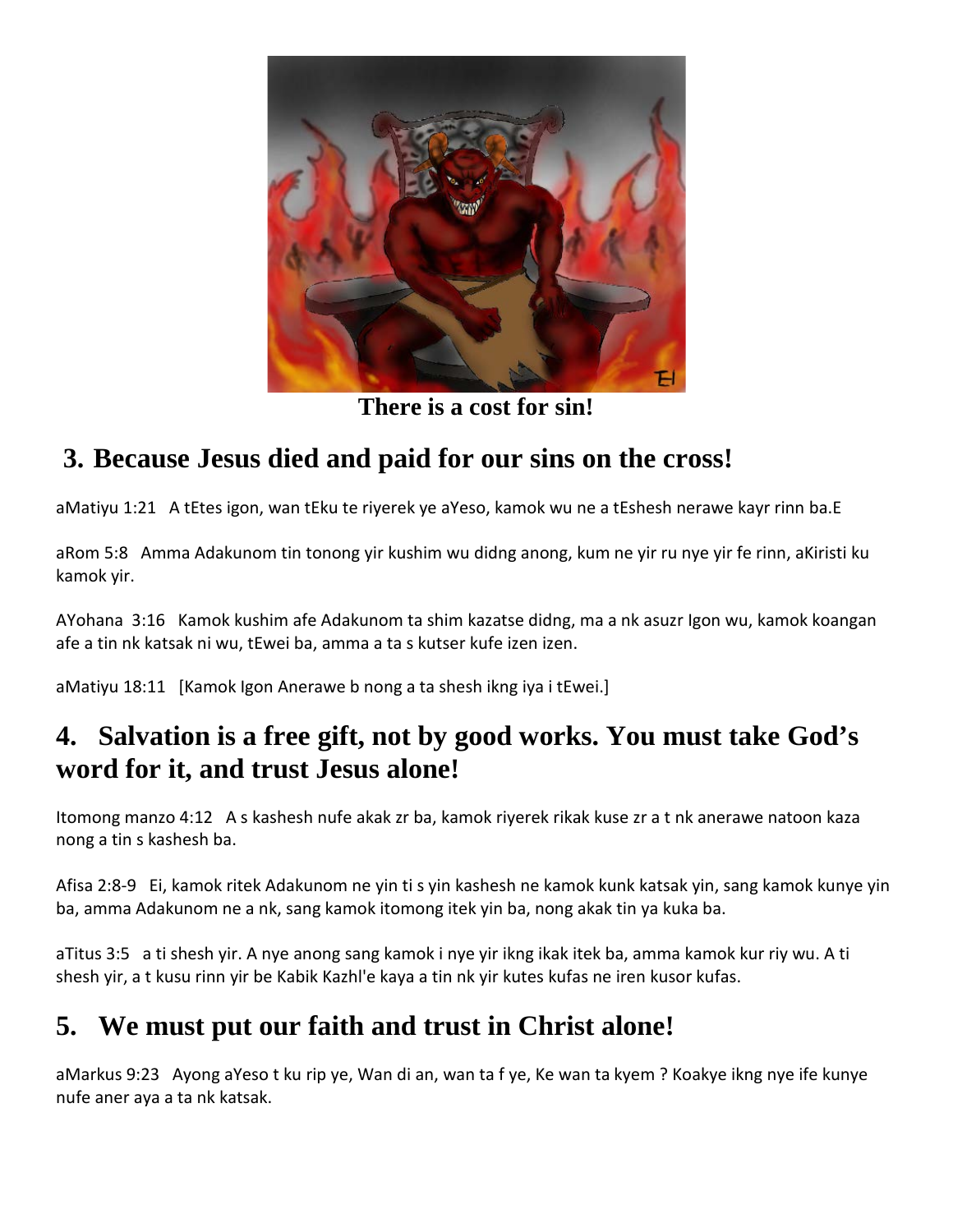There is a cost for sin!

## 3. Because Jesus died and paid for our sins on the cross!

aMatiyu 1:21 A tEtes igon, wan tEku te riyerek ye aYeso, kamok wu ne a tEshesh nerawe kayr rinn ba.E

aRom 5:8 Amma Adakunom tin tonong yir kushim wu didng anong, kum ne yir ru nye yir fe rinn, aKiristi ku kamok yir.

AYohana 3:16 Kamok kushim afe Adakunom ta shim kazatse didng, ma a nk asuzr Igon wu, kamok koangan afe a tin nk katsak ni wu, tEwei ba, amma a ta s kutser kufe izen izen.

aMatiyu 18:11 [Kamok Igon Anerawe b nong a ta shesh ikng iya i tEwei.]

## 4. Salvation is a free gift, not by good works. You must take God's word for it, and trust Jesus alone!

Itomong manzo 4:12 A s kashesh nufe akak zr ba, kamok riyerek rikak kuse zr a t nk anerawe natoon kaza nong a tin s kashesh ba.

Afisa 2:8-9 Ei, kamok ritek Adakunom ne yin ti s yin kashesh ne kamok kunk katsak yin, sang kamok kunye yin ba, amma Adakunom ne a nk, sang kamok itomong itek yin ba, nong akak tin ya kuka ba.

aTitus 3:5 a ti shesh yir. A nye anong sang kamok i nye yir ikng ikak itek ba, amma kamok kur riy wu. A ti shesh yir, a t kusu rinn yir be Kabik Kazhl'e kaya a tin nk yir kutes kufas ne iren kusor kufas.

## 5. We must put our faith and trust in Christ alone!

aMarkus 9:23 Ayong aYeso t ku rip ye, Wan di an, wan ta f ye, Ke wan ta kyem ? Koakye ikng nye ife kunye nufe aner aya a ta nk katsak.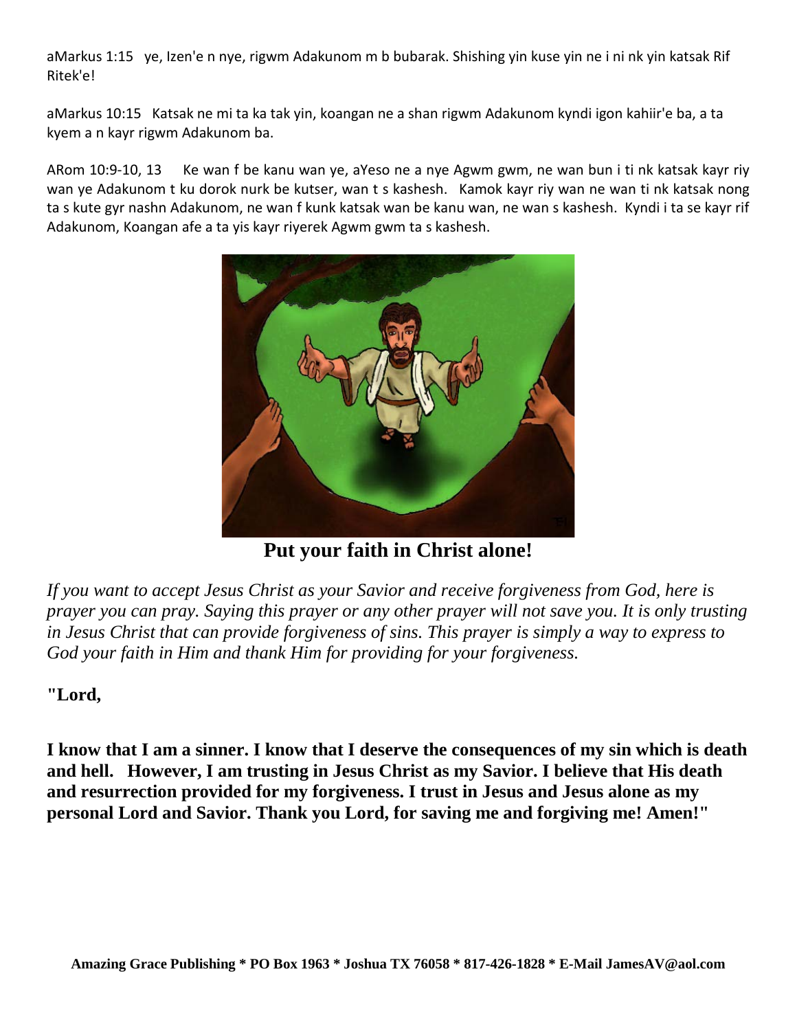aMarkus 1:15 ye, Izen'e n nye, rigwm Adakunom m b bubarak. Shishing yin kuse yin ne i ni nk yin katsak Rif Ritek'e!

aMarkus 10:15 Katsak ne mi ta ka tak yin, koangan ne a shan rigwm Adakunom kyndi igon kahiir'e ba, a ta kyem a n kayr rigwm Adakunom ba.

ARom 10:9-10, 13 Ke wan f be kanu wan ye, aYeso ne a nye Agwm gwm, ne wan bun i ti nk katsak kayr riy wan ye Adakunom t ku dorok nurk be kutser, wan t s kashesh. Kamok kayr riy wan ne wan ti nk katsak nong ta s kute gyr nashn Adakunom, ne wan f kunk katsak wan be kanu wan, ne wan s kashesh. Kyndi i ta se kayr rif Adakunom, Koangan afe a ta yis kayr riyerek Agwm gwm ta s kashesh.

**Put your faith in Christ alone!**

*If you want to accept Jesus Christ as your Savior and receive forgiveness from God, here is prayer you can pray. Saying this prayer or any other prayer will not save you. It is only trusting in Jesus Christ that can provide forgiveness of sins. This prayer is simply a way to express to God your faith in Him and thank Him for providing for your forgiveness.*

**"Lord,**

**I know that I am a sinner. I know that I deserve the consequences of my sin which is death and hell. However, I am trusting in Jesus Christ as my Savior. I believe that His death and resurrection provided for my forgiveness. I trust in Jesus and Jesus alone as my personal Lord and Savior. Thank you Lord, for saving me and forgiving me! Amen!"**

**Amazing Grace Publishing * PO Box 1963 * Joshua TX 76058 * 817-426-1828 * E-Mail JamesAV@aol.com**